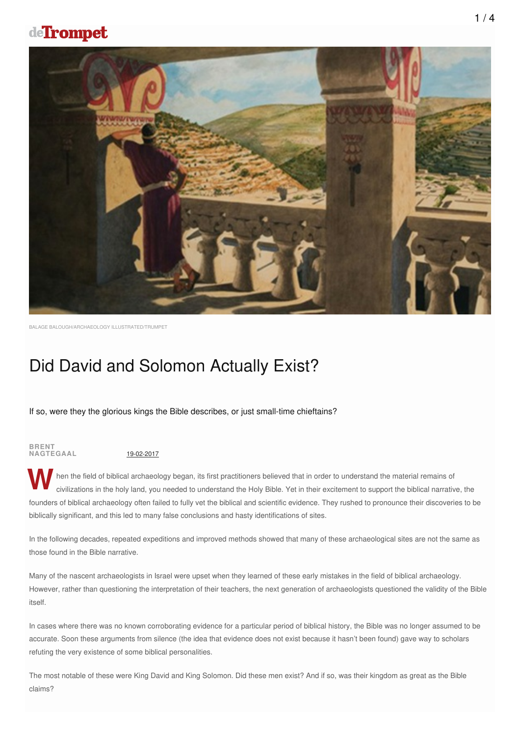BALAGE BALOUGH/ARCHAEOLOGY ILLUSTRATED/TRUMPET

# Did David and Solomon Actually Exist?

If so, were they the glorious kings the Bible describes, or just small-time chieftains?

**BRENT NAGTEGAAL** 19-02-2017

When the field of biblical archaeology began, its first practitioners believed that in order to understand the material remains of civilizations in the holy land, you needed to understand the Holy Bible. Yet in their excitement to support the biblical narrative, the founders of biblical archaeology often failed to fully vet the biblical and scientific evidence. They rushed to pronounce their discoveries to be biblically significant, and this led to many false conclusions and hasty identifications of sites.

In the following decades, repeated expeditions and improved methods showed that many of these archaeological sites are not the same as those found in the Bible narrative.

Many of the nascent archaeologists in Israel were upset when they learned of these early mistakes in the field of biblical archaeology. However, rather than questioning the interpretation of their teachers, the next generation of archaeologists questioned the validity of the Bible itself.

In cases where there was no known corroborating evidence for a particular period of biblical history, the Bible was no longer assumed to be accurate. Soon these arguments from silence (the idea that evidence does not exist because it hasn't been found) gave way to scholars refuting the very existence of some biblical personalities.

The most notable of these were King David and King Solomon. Did these men exist? And if so, was their kingdom as great as the Bible claims?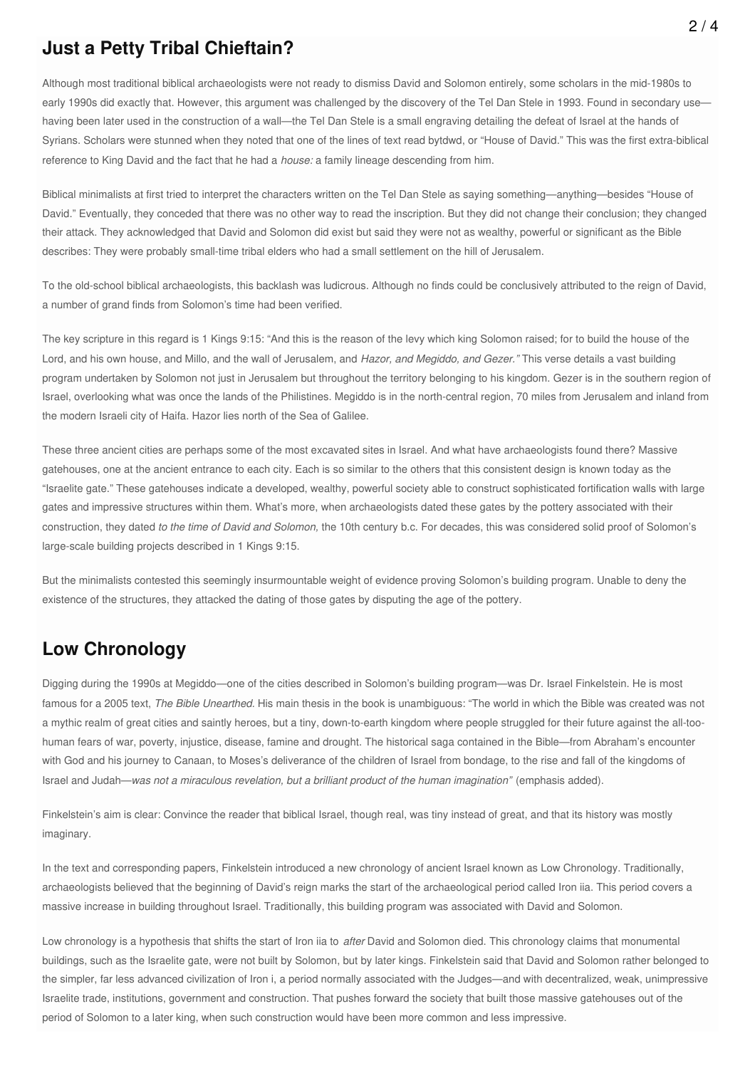## Just a Petty Tribal Chieftain?

Although most traditional biblical archaeologists were not ready to dismiss David and Solomon entirely, some scholars in the mid-1980s to early 1990s did exactly that. However, this argument was challenged by the discovery of the Tel Dan Stele in 1993. Found in secondary use—having been later used in the construction of a wall—the Tel Dan Stele is a small engraving detailing the defeat of Israel at the hands of Syrians. Scholars were stunned when they noted that one of the lines of text read bytdwd, or "House of David." This was the first extra-biblical reference to King David and the fact that he had a *house:* a family lineage descending from him.

Biblical minimalists at first tried to interpret the characters written on the Tel Dan Stele as saying something—anything—besides "House of David." Eventually, they conceded that there was no other way to read the inscription. But they did not change their conclusion; they changed their attack. They acknowledged that David and Solomon did exist but said they were not as wealthy, powerful or significant as the Bible describes: They were probably small-time tribal elders who had a small settlement on the hill of Jerusalem.

To the old-school biblical archaeologists, this backlash was ludicrous. Although no finds could be conclusively attributed to the reign of David, a number of grand finds from Solomon's time had been verified.

The key scripture in this regard is 1 Kings 9:15: "And this is the reason of the levy which king Solomon raised; for to build the house of the Lord, and his own house, and Millo, and the wall of Jerusalem, and *Hazor, and Megiddo, and Gezer."* This verse details a vast building program undertaken by Solomon not just in Jerusalem but throughout the territory belonging to his kingdom. Gezer is in the southern region of Israel, overlooking what was once the lands of the Philistines. Megiddo is in the north-central region, 70 miles from Jerusalem and inland from the modern Israeli city of Haifa. Hazor lies north of the Sea of Galilee.

These three ancient cities are perhaps some of the most excavated sites in Israel. And what have archaeologists found there? Massive gatehouses, one at the ancient entrance to each city. Each is so similar to the others that this consistent design is known today as the "Israelite gate." These gatehouses indicate a developed, wealthy, powerful society able to construct sophisticated fortification walls with large gates and impressive structures within them. What's more, when archaeologists dated these gates by the pottery associated with their construction, they dated *to the time of David and Solomon,* the 10th century b.c. For decades, this was considered solid proof of Solomon's large-scale building projects described in 1 Kings 9:15.

But the minimalists contested this seemingly insurmountable weight of evidence proving Solomon's building program. Unable to deny the existence of the structures, they attacked the dating of those gates by disputing the age of the pottery.

## Low Chronology

Digging during the 1990s at Megiddo—one of the cities described in Solomon's building program—was Dr. Israel Finkelstein. He is most famous for a 2005 text, *The Bible Unearthed.* His main thesis in the book is unambiguous: "The world in which the Bible was created was not a mythic realm of great cities and saintly heroes, but a tiny, down-to-earth kingdom where people struggled for their future against the all-too-human fears of war, poverty, injustice, disease, famine and drought. The historical saga contained in the Bible—from Abraham's encounter with God and his journey to Canaan, to Moses's deliverance of the children of Israel from bondage, to the rise and fall of the kingdoms of Israel and Judah—*was not a miraculous revelation, but a brilliant product of the human imagination"* (emphasis added).

Finkelstein's aim is clear: Convince the reader that biblical Israel, though real, was tiny instead of great, and that its history was mostly imaginary.

In the text and corresponding papers, Finkelstein introduced a new chronology of ancient Israel known as Low Chronology. Traditionally, archaeologists believed that the beginning of David's reign marks the start of the archaeological period called Iron iia. This period covers a massive increase in building throughout Israel. Traditionally, this building program was associated with David and Solomon.

Low chronology is a hypothesis that shifts the start of Iron iia to *after* David and Solomon died. This chronology claims that monumental buildings, such as the Israelite gate, were not built by Solomon, but by later kings. Finkelstein said that David and Solomon rather belonged to the simpler, far less advanced civilization of Iron i, a period normally associated with the Judges—and with decentralized, weak, unimpressive Israelite trade, institutions, government and construction. That pushes forward the society that built those massive gatehouses out of the period of Solomon to a later king, when such construction would have been more common and less impressive.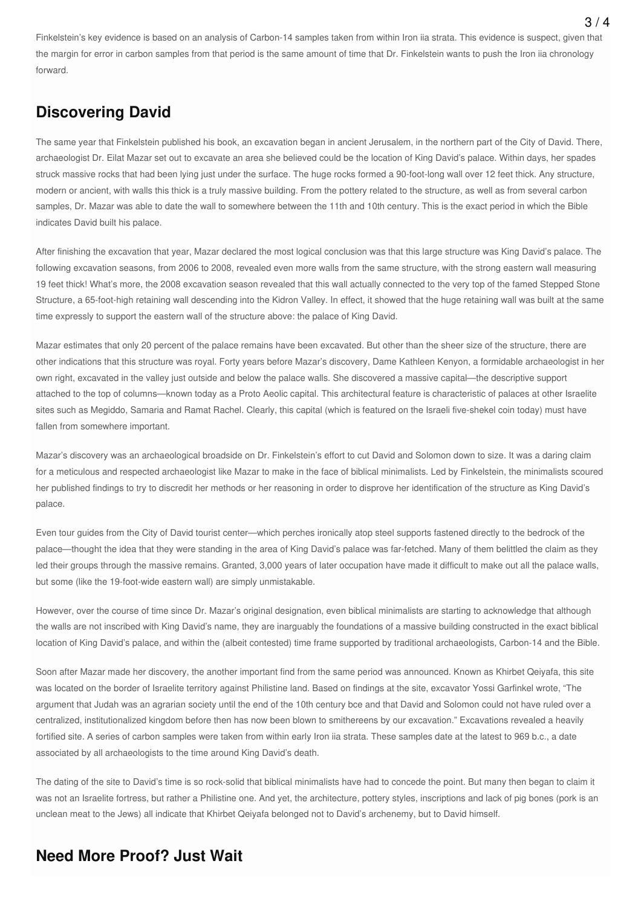Finkelstein's key evidence is based on an analysis of Carbon-14 samples taken from within Iron iia strata. This evidence is suspect, given that the margin for error in carbon samples from that period is the same amount of time that Dr. Finkelstein wants to push the Iron iia chronology forward.

## Discovering David

The same year that Finkelstein published his book, an excavation began in ancient Jerusalem, in the northern part of the City of David. There, archaeologist Dr. Eilat Mazar set out to excavate an area she believed could be the location of King David's palace. Within days, her spades struck massive rocks that had been lying just under the surface. The huge rocks formed a 90-foot-long wall over 12 feet thick. Any structure, modern or ancient, with walls this thick is a truly massive building. From the pottery related to the structure, as well as from several carbon samples, Dr. Mazar was able to date the wall to somewhere between the 11th and 10th century. This is the exact period in which the Bible indicates David built his palace.

After finishing the excavation that year, Mazar declared the most logical conclusion was that this large structure was King David's palace. The following excavation seasons, from 2006 to 2008, revealed even more walls from the same structure, with the strong eastern wall measuring 19 feet thick! What's more, the 2008 excavation season revealed that this wall actually connected to the very top of the famed Stepped Stone Structure, a 65-foot-high retaining wall descending into the Kidron Valley. In effect, it showed that the huge retaining wall was built at the same time expressly to support the eastern wall of the structure above: the palace of King David.

Mazar estimates that only 20 percent of the palace remains have been excavated. But other than the sheer size of the structure, there are other indications that this structure was royal. Forty years before Mazar's discovery, Dame Kathleen Kenyon, a formidable archaeologist in her own right, excavated in the valley just outside and below the palace walls. She discovered a massive capital—the descriptive support attached to the top of columns—known today as a Proto Aeolic capital. This architectural feature is characteristic of palaces at other Israelite sites such as Megiddo, Samaria and Ramat Rachel. Clearly, this capital (which is featured on the Israeli five-shekel coin today) must have fallen from somewhere important.

Mazar's discovery was an archaeological broadside on Dr. Finkelstein's effort to cut David and Solomon down to size. It was a daring claim for a meticulous and respected archaeologist like Mazar to make in the face of biblical minimalists. Led by Finkelstein, the minimalists scoured her published findings to try to discredit her methods or her reasoning in order to disprove her identification of the structure as King David's palace.

Even tour guides from the City of David tourist center—which perches ironically atop steel supports fastened directly to the bedrock of the palace—thought the idea that they were standing in the area of King David's palace was far-fetched. Many of them belittled the claim as they led their groups through the massive remains. Granted, 3,000 years of later occupation have made it difficult to make out all the palace walls, but some (like the 19-foot-wide eastern wall) are simply unmistakable.

However, over the course of time since Dr. Mazar's original designation, even biblical minimalists are starting to acknowledge that although the walls are not inscribed with King David's name, they are inarguably the foundations of a massive building constructed in the exact biblical location of King David's palace, and within the (albeit contested) time frame supported by traditional archaeologists, Carbon-14 and the Bible.

Soon after Mazar made her discovery, the another important find from the same period was announced. Known as Khirbet Qeiyafa, this site was located on the border of Israelite territory against Philistine land. Based on findings at the site, excavator Yossi Garfinkel wrote, "The argument that Judah was an agrarian society until the end of the 10th century bce and that David and Solomon could not have ruled over a centralized, institutionalized kingdom before then has now been blown to smithereens by our excavation." Excavations revealed a heavily fortified site. A series of carbon samples were taken from within early Iron iia strata. These samples date at the latest to 969 b.c., a date associated by all archaeologists to the time around King David's death.

The dating of the site to David's time is so rock-solid that biblical minimalists have had to concede the point. But many then began to claim it was not an Israelite fortress, but rather a Philistine one. And yet, the architecture, pottery styles, inscriptions and lack of pig bones (pork is an unclean meat to the Jews) all indicate that Khirbet Qeiyafa belonged not to David's archenemy, but to David himself.

## Need More Proof? Just Wait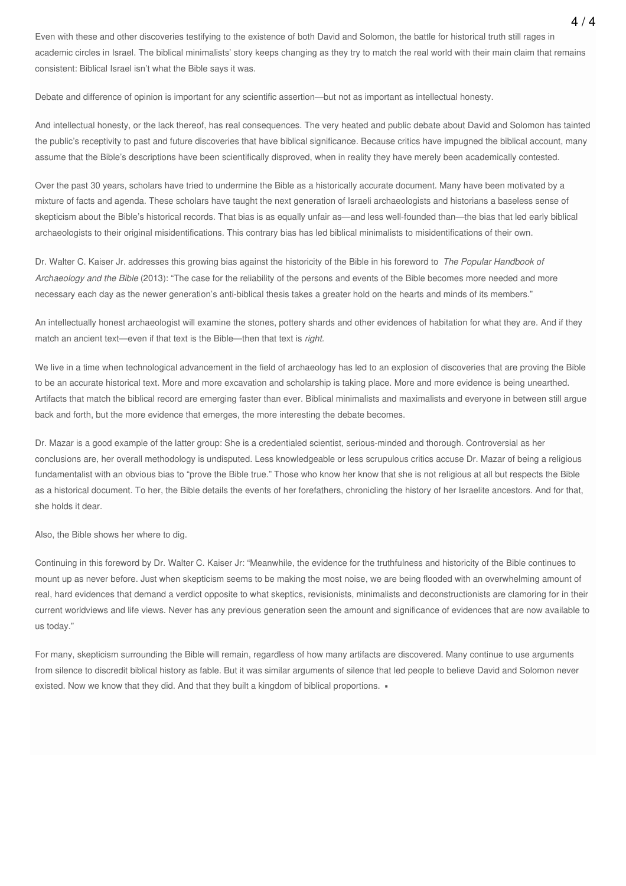Even with these and other discoveries testifying to the existence of both David and Solomon, the battle for historical truth still rages in academic circles in Israel. The biblical minimalists' story keeps changing as they try to match the real world with their main claim that remains consistent: Biblical Israel isn't what the Bible says it was.

Debate and difference of opinion is important for any scientific assertion—but not as important as intellectual honesty.

And intellectual honesty, or the lack thereof, has real consequences. The very heated and public debate about David and Solomon has tainted the public's receptivity to past and future discoveries that have biblical significance. Because critics have impugned the biblical account, many assume that the Bible's descriptions have been scientifically disproved, when in reality they have merely been academically contested.

Over the past 30 years, scholars have tried to undermine the Bible as a historically accurate document. Many have been motivated by a mixture of facts and agenda. These scholars have taught the next generation of Israeli archaeologists and historians a baseless sense of skepticism about the Bible's historical records. That bias is as equally unfair as—and less well-founded than—the bias that led early biblical archaeologists to their original misidentifications. This contrary bias has led biblical minimalists to misidentifications of their own.

Dr. Walter C. Kaiser Jr. addresses this growing bias against the historicity of the Bible in his foreword to *The Popular Handbook of Archaeology and the Bible* (2013): "The case for the reliability of the persons and events of the Bible becomes more needed and more necessary each day as the newer generation's anti-biblical thesis takes a greater hold on the hearts and minds of its members."

An intellectually honest archaeologist will examine the stones, pottery shards and other evidences of habitation for what they are. And if they match an ancient text—even if that text is the Bible—then that text is *right.*

We live in a time when technological advancement in the field of archaeology has led to an explosion of discoveries that are proving the Bible to be an accurate historical text. More and more excavation and scholarship is taking place. More and more evidence is being unearthed. Artifacts that match the biblical record are emerging faster than ever. Biblical minimalists and maximalists and everyone in between still argue back and forth, but the more evidence that emerges, the more interesting the debate becomes.

Dr. Mazar is a good example of the latter group: She is a credentialed scientist, serious-minded and thorough. Controversial as her conclusions are, her overall methodology is undisputed. Less knowledgeable or less scrupulous critics accuse Dr. Mazar of being a religious fundamentalist with an obvious bias to "prove the Bible true." Those who know her know that she is not religious at all but respects the Bible as a historical document. To her, the Bible details the events of her forefathers, chronicling the history of her Israelite ancestors. And for that, she holds it dear.

Also, the Bible shows her where to dig.

Continuing in this foreword by Dr. Walter C. Kaiser Jr: "Meanwhile, the evidence for the truthfulness and historicity of the Bible continues to mount up as never before. Just when skepticism seems to be making the most noise, we are being flooded with an overwhelming amount of real, hard evidences that demand a verdict opposite to what skeptics, revisionists, minimalists and deconstructionists are clamoring for in their current worldviews and life views. Never has any previous generation seen the amount and significance of evidences that are now available to us today."

For many, skepticism surrounding the Bible will remain, regardless of how many artifacts are discovered. Many continue to use arguments from silence to discredit biblical history as fable. But it was similar arguments of silence that led people to believe David and Solomon never existed. Now we know that they did. And that they built a kingdom of biblical proportions. ▪